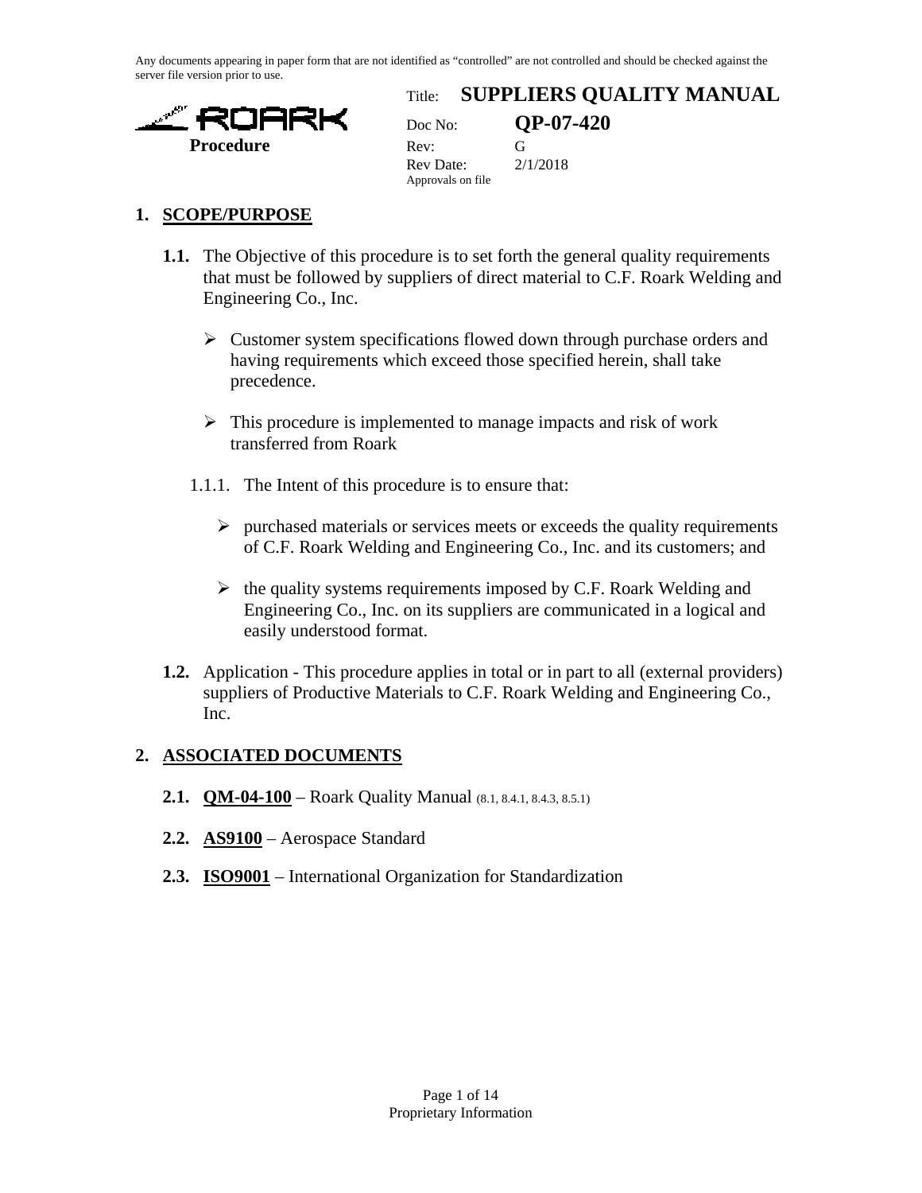Any documents appearing in paper form that are not identified as "controlled" are not controlled and should be checked against the server file version prior to use.

ROARK
**Procedure**

| | |
|---|---|
| Title: | **SUPPLIERS QUALITY MANUAL** |
| Doc No: | **QP-07-420** |
| Rev: | G |
| Rev Date: | 2/1/2018 |
| Approvals on file | |

## 1. SCOPE/PURPOSE

**1.1.** The Objective of this procedure is to set forth the general quality requirements that must be followed by suppliers of direct material to C.F. Roark Welding and Engineering Co., Inc.

- Customer system specifications flowed down through purchase orders and having requirements which exceed those specified herein, shall take precedence.
- This procedure is implemented to manage impacts and risk of work transferred from Roark

1.1.1. The Intent of this procedure is to ensure that:

- purchased materials or services meets or exceeds the quality requirements of C.F. Roark Welding and Engineering Co., Inc. and its customers; and
- the quality systems requirements imposed by C.F. Roark Welding and Engineering Co., Inc. on its suppliers are communicated in a logical and easily understood format.

**1.2.** Application - This procedure applies in total or in part to all (external providers) suppliers of Productive Materials to C.F. Roark Welding and Engineering Co., Inc.

## 2. ASSOCIATED DOCUMENTS

**2.1.** **QM-04-100** – Roark Quality Manual (8.1, 8.4.1, 8.4.3, 8.5.1)

**2.2.** **AS9100** – Aerospace Standard

**2.3.** **ISO9001** – International Organization for Standardization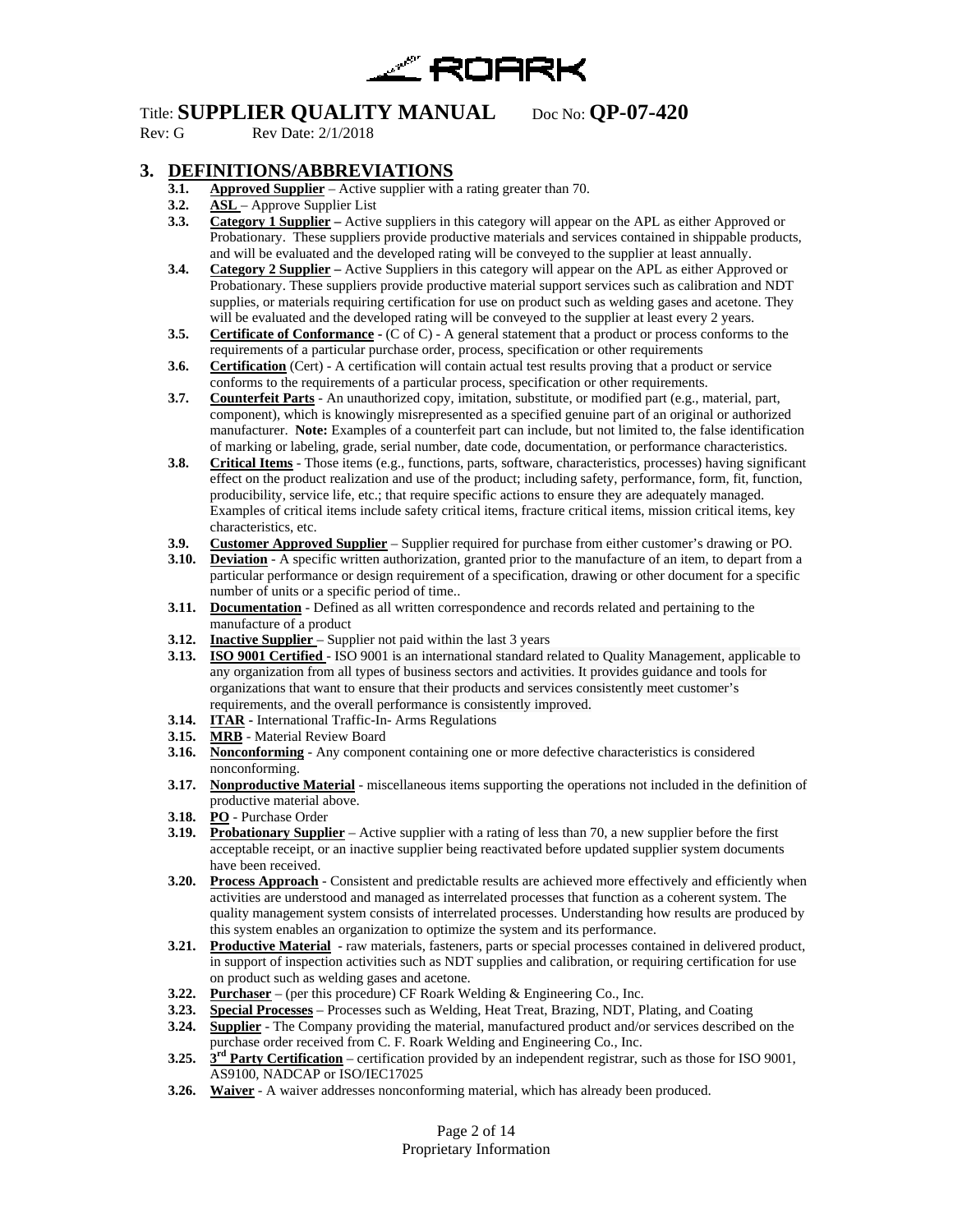## 3. DEFINITIONS/ABBREVIATIONS

- **3.1.** **Approved Supplier** – Active supplier with a rating greater than 70.
- **3.2.** **ASL** – Approve Supplier List
- **3.3.** **Category 1 Supplier –** Active suppliers in this category will appear on the APL as either Approved or Probationary. These suppliers provide productive materials and services contained in shippable products, and will be evaluated and the developed rating will be conveyed to the supplier at least annually.
- **3.4.** **Category 2 Supplier –** Active Suppliers in this category will appear on the APL as either Approved or Probationary. These suppliers provide productive material support services such as calibration and NDT supplies, or materials requiring certification for use on product such as welding gases and acetone. They will be evaluated and the developed rating will be conveyed to the supplier at least every 2 years.
- **3.5.** **Certificate of Conformance** - (C of C) - A general statement that a product or process conforms to the requirements of a particular purchase order, process, specification or other requirements
- **3.6.** **Certification** (Cert) - A certification will contain actual test results proving that a product or service conforms to the requirements of a particular process, specification or other requirements.
- **3.7.** **Counterfeit Parts** - An unauthorized copy, imitation, substitute, or modified part (e.g., material, part, component), which is knowingly misrepresented as a specified genuine part of an original or authorized manufacturer. **Note:** Examples of a counterfeit part can include, but not limited to, the false identification of marking or labeling, grade, serial number, date code, documentation, or performance characteristics.
- **3.8.** **Critical Items** - Those items (e.g., functions, parts, software, characteristics, processes) having significant effect on the product realization and use of the product; including safety, performance, form, fit, function, producibility, service life, etc.; that require specific actions to ensure they are adequately managed. Examples of critical items include safety critical items, fracture critical items, mission critical items, key characteristics, etc.
- **3.9.** **Customer Approved Supplier** – Supplier required for purchase from either customer's drawing or PO.
- **3.10.** **Deviation** - A specific written authorization, granted prior to the manufacture of an item, to depart from a particular performance or design requirement of a specification, drawing or other document for a specific number of units or a specific period of time..
- **3.11.** **Documentation** - Defined as all written correspondence and records related and pertaining to the manufacture of a product
- **3.12.** **Inactive Supplier** – Supplier not paid within the last 3 years
- **3.13.** **ISO 9001 Certified** - ISO 9001 is an international standard related to Quality Management, applicable to any organization from all types of business sectors and activities. It provides guidance and tools for organizations that want to ensure that their products and services consistently meet customer's requirements, and the overall performance is consistently improved.
- **3.14.** **ITAR** - International Traffic-In- Arms Regulations
- **3.15.** **MRB** - Material Review Board
- **3.16.** **Nonconforming** - Any component containing one or more defective characteristics is considered nonconforming.
- **3.17.** **Nonproductive Material** - miscellaneous items supporting the operations not included in the definition of productive material above.
- **3.18.** **PO** - Purchase Order
- **3.19.** **Probationary Supplier** – Active supplier with a rating of less than 70, a new supplier before the first acceptable receipt, or an inactive supplier being reactivated before updated supplier system documents have been received.
- **3.20.** **Process Approach** - Consistent and predictable results are achieved more effectively and efficiently when activities are understood and managed as interrelated processes that function as a coherent system. The quality management system consists of interrelated processes. Understanding how results are produced by this system enables an organization to optimize the system and its performance.
- **3.21.** **Productive Material** - raw materials, fasteners, parts or special processes contained in delivered product, in support of inspection activities such as NDT supplies and calibration, or requiring certification for use on product such as welding gases and acetone.
- **3.22.** **Purchaser** – (per this procedure) CF Roark Welding & Engineering Co., Inc.
- **3.23.** **Special Processes** – Processes such as Welding, Heat Treat, Brazing, NDT, Plating, and Coating
- **3.24.** **Supplier** - The Company providing the material, manufactured product and/or services described on the purchase order received from C. F. Roark Welding and Engineering Co., Inc.
- **3.25.** **3rd Party Certification** – certification provided by an independent registrar, such as those for ISO 9001, AS9100, NADCAP or ISO/IEC17025
- **3.26.** **Waiver** - A waiver addresses nonconforming material, which has already been produced.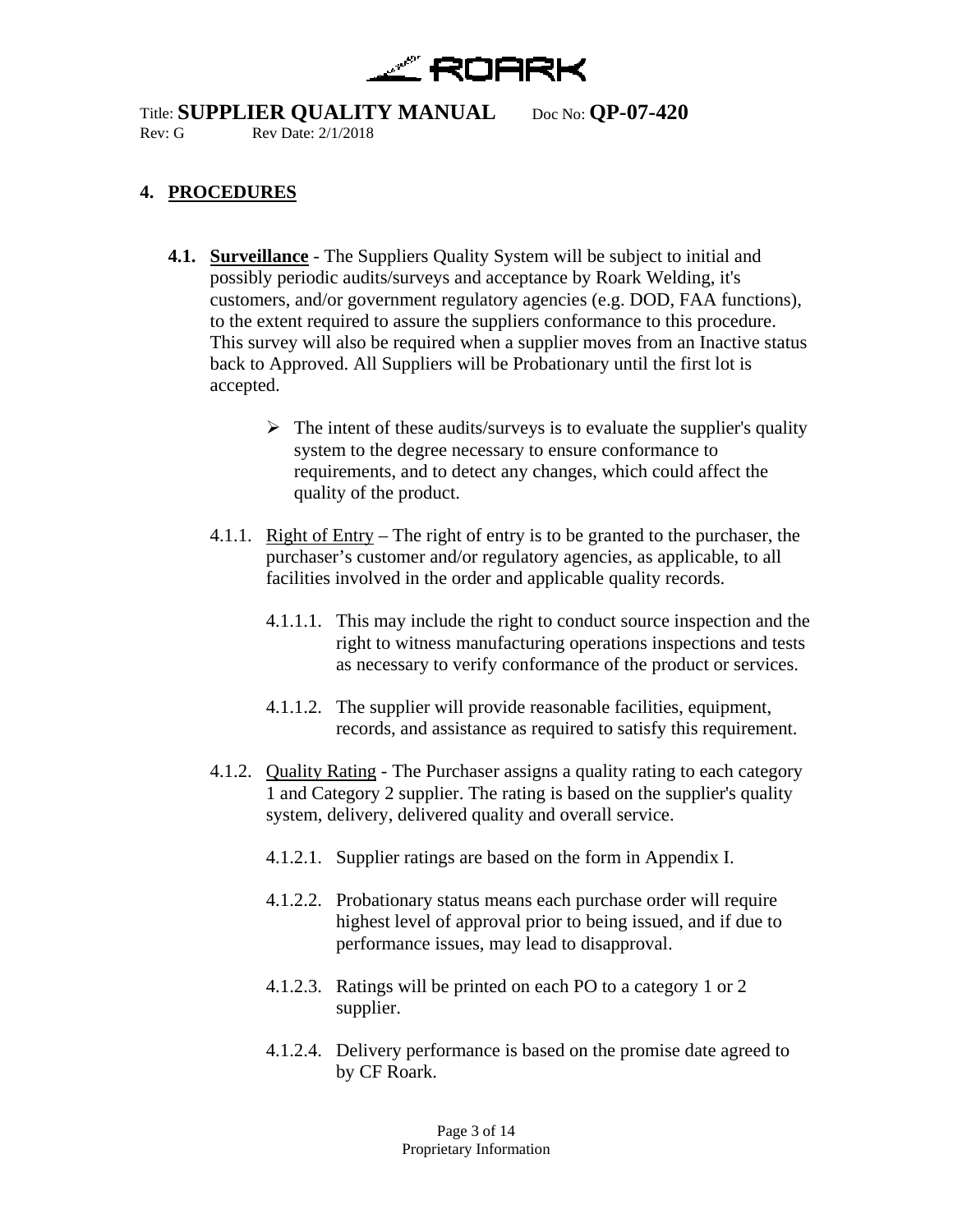## 4. PROCEDURES

**4.1. Surveillance** - The Suppliers Quality System will be subject to initial and possibly periodic audits/surveys and acceptance by Roark Welding, it's customers, and/or government regulatory agencies (e.g. DOD, FAA functions), to the extent required to assure the suppliers conformance to this procedure. This survey will also be required when a supplier moves from an Inactive status back to Approved. All Suppliers will be Probationary until the first lot is accepted.

- The intent of these audits/surveys is to evaluate the supplier's quality system to the degree necessary to ensure conformance to requirements, and to detect any changes, which could affect the quality of the product.

4.1.1. Right of Entry – The right of entry is to be granted to the purchaser, the purchaser's customer and/or regulatory agencies, as applicable, to all facilities involved in the order and applicable quality records.

4.1.1.1. This may include the right to conduct source inspection and the right to witness manufacturing operations inspections and tests as necessary to verify conformance of the product or services.

4.1.1.2. The supplier will provide reasonable facilities, equipment, records, and assistance as required to satisfy this requirement.

4.1.2. Quality Rating - The Purchaser assigns a quality rating to each category 1 and Category 2 supplier. The rating is based on the supplier's quality system, delivery, delivered quality and overall service.

4.1.2.1. Supplier ratings are based on the form in Appendix I.

4.1.2.2. Probationary status means each purchase order will require highest level of approval prior to being issued, and if due to performance issues, may lead to disapproval.

4.1.2.3. Ratings will be printed on each PO to a category 1 or 2 supplier.

4.1.2.4. Delivery performance is based on the promise date agreed to by CF Roark.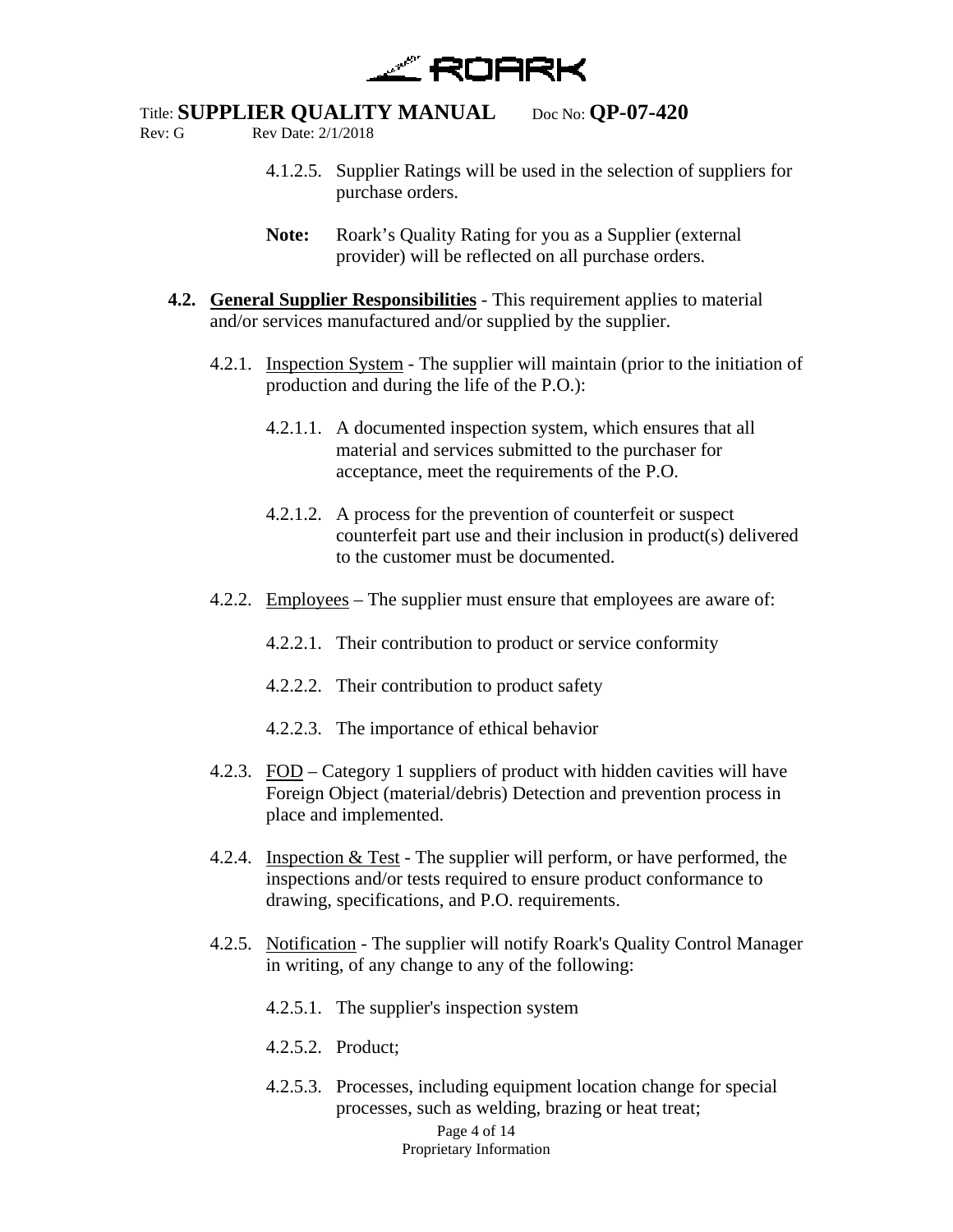4.1.2.5. Supplier Ratings will be used in the selection of suppliers for purchase orders.

**Note:** Roark's Quality Rating for you as a Supplier (external provider) will be reflected on all purchase orders.

**4.2. General Supplier Responsibilities** - This requirement applies to material and/or services manufactured and/or supplied by the supplier.

4.2.1. Inspection System - The supplier will maintain (prior to the initiation of production and during the life of the P.O.):

4.2.1.1. A documented inspection system, which ensures that all material and services submitted to the purchaser for acceptance, meet the requirements of the P.O.

4.2.1.2. A process for the prevention of counterfeit or suspect counterfeit part use and their inclusion in product(s) delivered to the customer must be documented.

4.2.2. Employees – The supplier must ensure that employees are aware of:

4.2.2.1. Their contribution to product or service conformity

4.2.2.2. Their contribution to product safety

4.2.2.3. The importance of ethical behavior

4.2.3. FOD – Category 1 suppliers of product with hidden cavities will have Foreign Object (material/debris) Detection and prevention process in place and implemented.

4.2.4. Inspection & Test - The supplier will perform, or have performed, the inspections and/or tests required to ensure product conformance to drawing, specifications, and P.O. requirements.

4.2.5. Notification - The supplier will notify Roark's Quality Control Manager in writing, of any change to any of the following:

4.2.5.1. The supplier's inspection system

4.2.5.2. Product;

4.2.5.3. Processes, including equipment location change for special processes, such as welding, brazing or heat treat;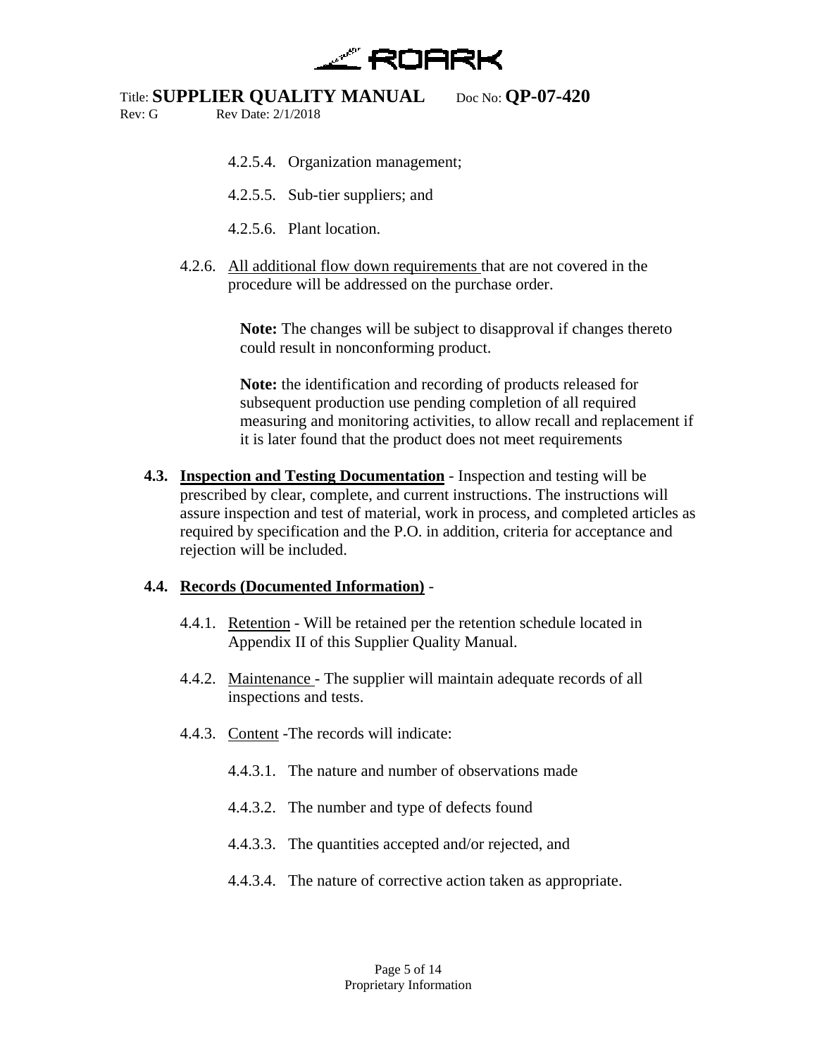4.2.5.4. Organization management;

4.2.5.5. Sub-tier suppliers; and

4.2.5.6. Plant location.

4.2.6. <u>All additional flow down requirements</u> that are not covered in the procedure will be addressed on the purchase order.

> **Note:** The changes will be subject to disapproval if changes thereto could result in nonconforming product.
>
> **Note:** the identification and recording of products released for subsequent production use pending completion of all required measuring and monitoring activities, to allow recall and replacement if it is later found that the product does not meet requirements

**4.3. <u>Inspection and Testing Documentation</u>** - Inspection and testing will be prescribed by clear, complete, and current instructions. The instructions will assure inspection and test of material, work in process, and completed articles as required by specification and the P.O. in addition, criteria for acceptance and rejection will be included.

**4.4. <u>Records (Documented Information)</u>** -

4.4.1. <u>Retention</u> - Will be retained per the retention schedule located in Appendix II of this Supplier Quality Manual.

4.4.2. <u>Maintenance</u> - The supplier will maintain adequate records of all inspections and tests.

4.4.3. <u>Content</u> -The records will indicate:

4.4.3.1. The nature and number of observations made

4.4.3.2. The number and type of defects found

4.4.3.3. The quantities accepted and/or rejected, and

4.4.3.4. The nature of corrective action taken as appropriate.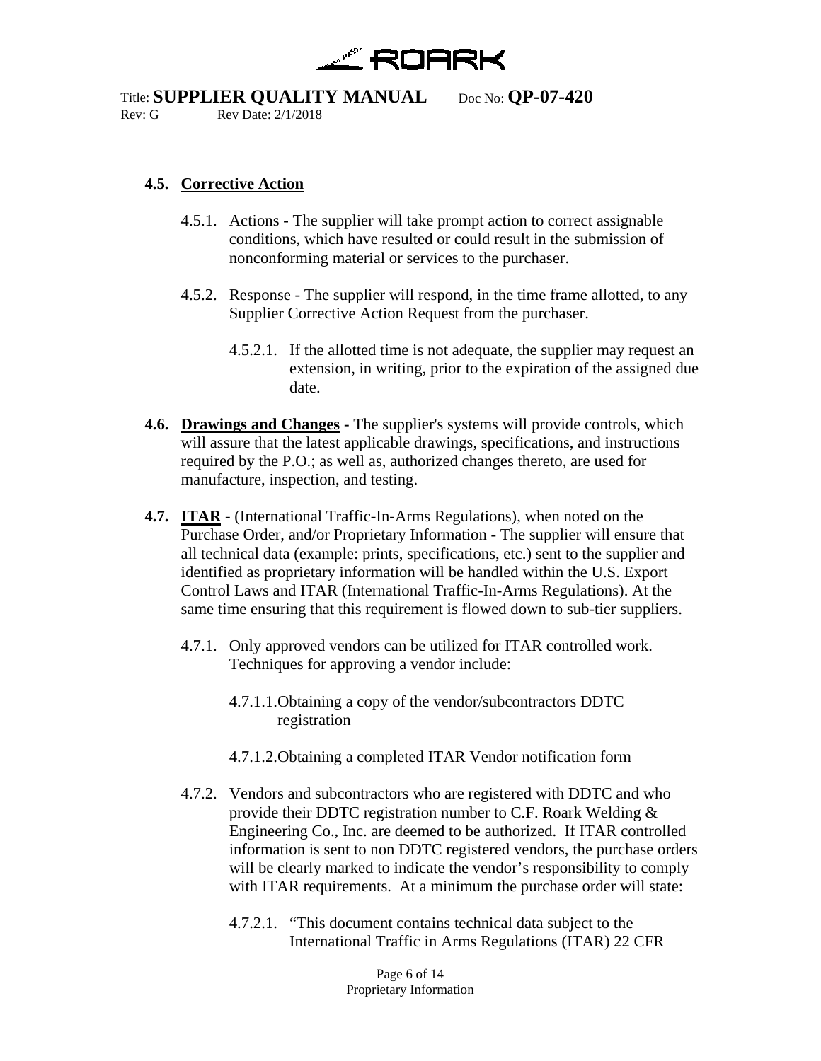### 4.5. Corrective Action

4.5.1. Actions - The supplier will take prompt action to correct assignable conditions, which have resulted or could result in the submission of nonconforming material or services to the purchaser.

4.5.2. Response - The supplier will respond, in the time frame allotted, to any Supplier Corrective Action Request from the purchaser.

4.5.2.1. If the allotted time is not adequate, the supplier may request an extension, in writing, prior to the expiration of the assigned due date.

**4.6. Drawings and Changes** - The supplier's systems will provide controls, which will assure that the latest applicable drawings, specifications, and instructions required by the P.O.; as well as, authorized changes thereto, are used for manufacture, inspection, and testing.

**4.7. ITAR** - (International Traffic-In-Arms Regulations), when noted on the Purchase Order, and/or Proprietary Information - The supplier will ensure that all technical data (example: prints, specifications, etc.) sent to the supplier and identified as proprietary information will be handled within the U.S. Export Control Laws and ITAR (International Traffic-In-Arms Regulations). At the same time ensuring that this requirement is flowed down to sub-tier suppliers.

4.7.1. Only approved vendors can be utilized for ITAR controlled work. Techniques for approving a vendor include:

4.7.1.1. Obtaining a copy of the vendor/subcontractors DDTC registration

4.7.1.2. Obtaining a completed ITAR Vendor notification form

4.7.2. Vendors and subcontractors who are registered with DDTC and who provide their DDTC registration number to C.F. Roark Welding & Engineering Co., Inc. are deemed to be authorized. If ITAR controlled information is sent to non DDTC registered vendors, the purchase orders will be clearly marked to indicate the vendor's responsibility to comply with ITAR requirements. At a minimum the purchase order will state:

4.7.2.1. "This document contains technical data subject to the International Traffic in Arms Regulations (ITAR) 22 CFR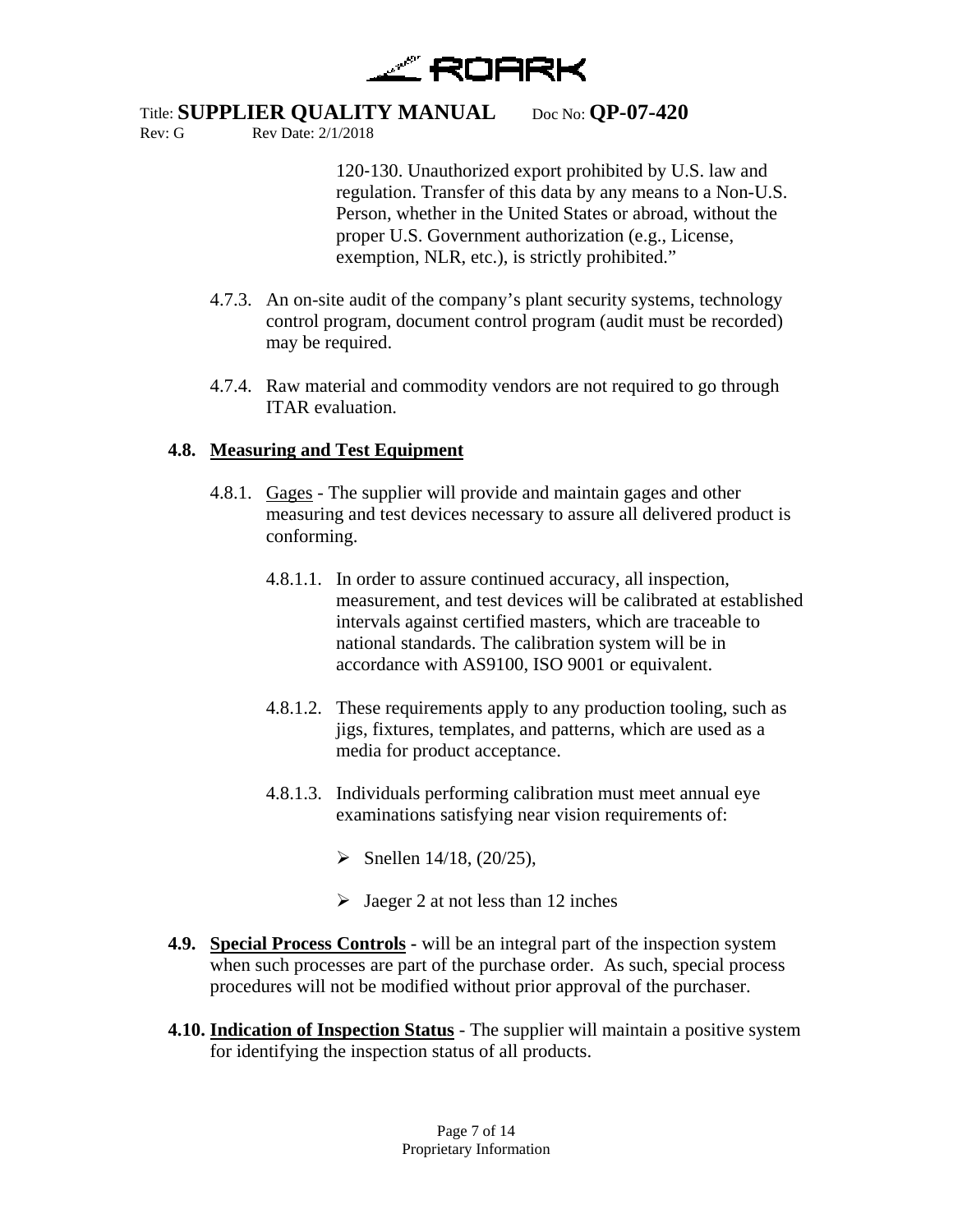120-130. Unauthorized export prohibited by U.S. law and regulation. Transfer of this data by any means to a Non-U.S. Person, whether in the United States or abroad, without the proper U.S. Government authorization (e.g., License, exemption, NLR, etc.), is strictly prohibited."

4.7.3. An on-site audit of the company's plant security systems, technology control program, document control program (audit must be recorded) may be required.

4.7.4. Raw material and commodity vendors are not required to go through ITAR evaluation.

### 4.8. Measuring and Test Equipment

4.8.1. Gages - The supplier will provide and maintain gages and other measuring and test devices necessary to assure all delivered product is conforming.

4.8.1.1. In order to assure continued accuracy, all inspection, measurement, and test devices will be calibrated at established intervals against certified masters, which are traceable to national standards. The calibration system will be in accordance with AS9100, ISO 9001 or equivalent.

4.8.1.2. These requirements apply to any production tooling, such as jigs, fixtures, templates, and patterns, which are used as a media for product acceptance.

4.8.1.3. Individuals performing calibration must meet annual eye examinations satisfying near vision requirements of:

- Snellen 14/18, (20/25),
- Jaeger 2 at not less than 12 inches

**4.9. Special Process Controls -** will be an integral part of the inspection system when such processes are part of the purchase order. As such, special process procedures will not be modified without prior approval of the purchaser.

**4.10. Indication of Inspection Status** - The supplier will maintain a positive system for identifying the inspection status of all products.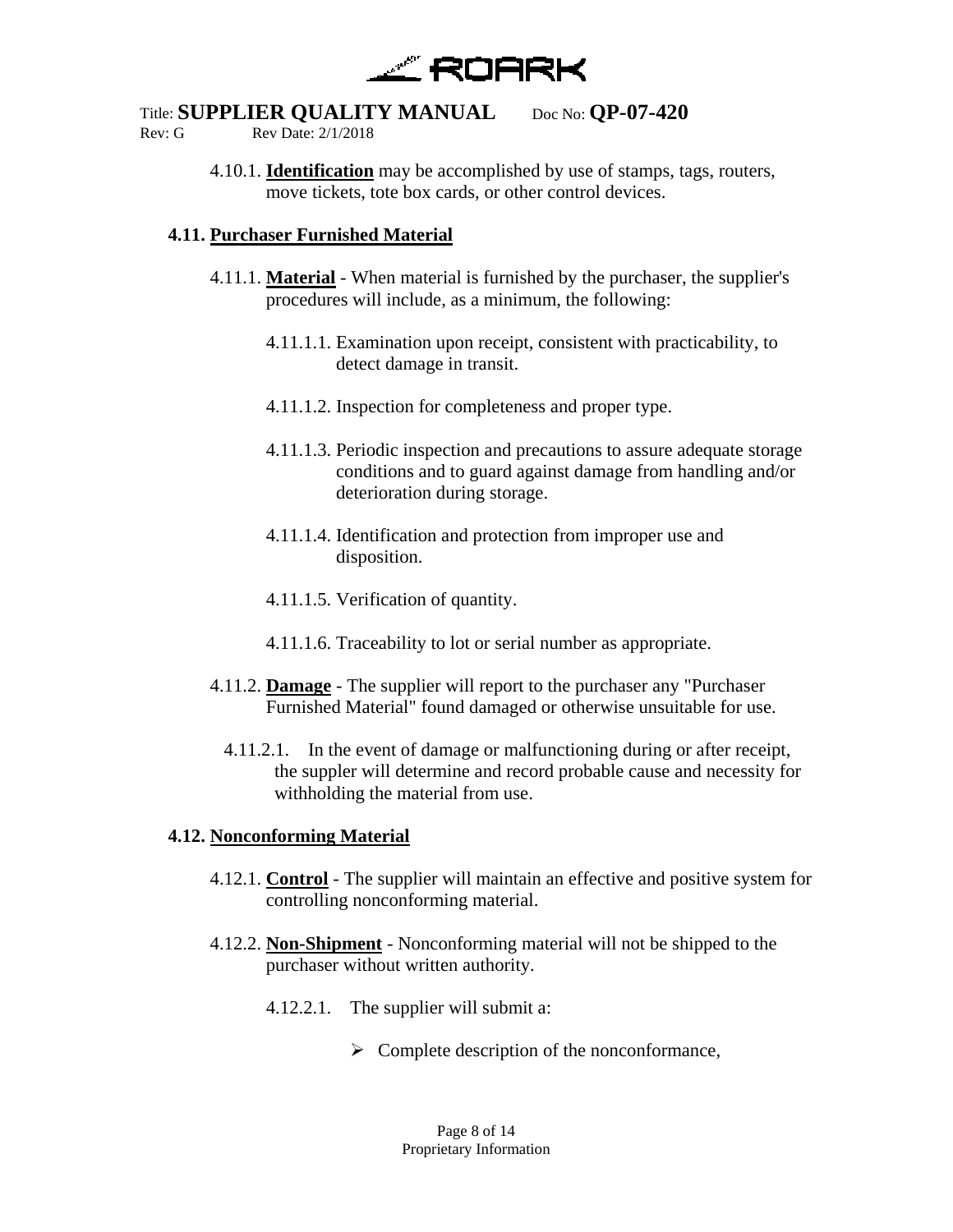4.10.1. **Identification** may be accomplished by use of stamps, tags, routers, move tickets, tote box cards, or other control devices.

### 4.11. Purchaser Furnished Material

4.11.1. **Material** - When material is furnished by the purchaser, the supplier's procedures will include, as a minimum, the following:

4.11.1.1. Examination upon receipt, consistent with practicability, to detect damage in transit.

4.11.1.2. Inspection for completeness and proper type.

4.11.1.3. Periodic inspection and precautions to assure adequate storage conditions and to guard against damage from handling and/or deterioration during storage.

4.11.1.4. Identification and protection from improper use and disposition.

4.11.1.5. Verification of quantity.

4.11.1.6. Traceability to lot or serial number as appropriate.

4.11.2. **Damage** - The supplier will report to the purchaser any "Purchaser Furnished Material" found damaged or otherwise unsuitable for use.

4.11.2.1. In the event of damage or malfunctioning during or after receipt, the suppler will determine and record probable cause and necessity for withholding the material from use.

### 4.12. Nonconforming Material

4.12.1. **Control** - The supplier will maintain an effective and positive system for controlling nonconforming material.

4.12.2. **Non-Shipment** - Nonconforming material will not be shipped to the purchaser without written authority.

4.12.2.1. The supplier will submit a:

- Complete description of the nonconformance,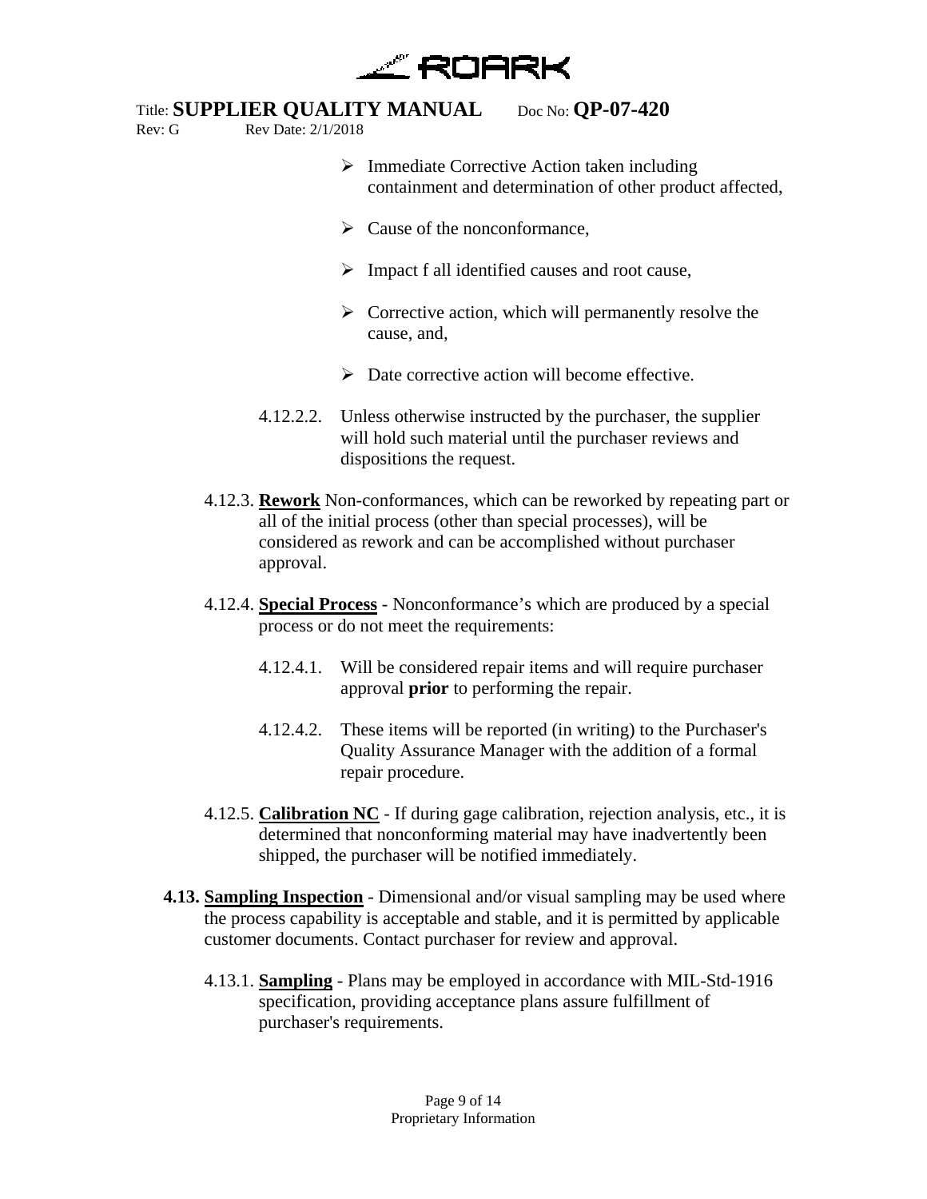- Immediate Corrective Action taken including containment and determination of other product affected,
- Cause of the nonconformance,
- Impact f all identified causes and root cause,
- Corrective action, which will permanently resolve the cause, and,
- Date corrective action will become effective.

4.12.2.2. Unless otherwise instructed by the purchaser, the supplier will hold such material until the purchaser reviews and dispositions the request.

4.12.3. **Rework** Non-conformances, which can be reworked by repeating part or all of the initial process (other than special processes), will be considered as rework and can be accomplished without purchaser approval.

4.12.4. **Special Process** - Nonconformance's which are produced by a special process or do not meet the requirements:

4.12.4.1. Will be considered repair items and will require purchaser approval **prior** to performing the repair.

4.12.4.2. These items will be reported (in writing) to the Purchaser's Quality Assurance Manager with the addition of a formal repair procedure.

4.12.5. **Calibration NC** - If during gage calibration, rejection analysis, etc., it is determined that nonconforming material may have inadvertently been shipped, the purchaser will be notified immediately.

**4.13. Sampling Inspection** - Dimensional and/or visual sampling may be used where the process capability is acceptable and stable, and it is permitted by applicable customer documents. Contact purchaser for review and approval.

4.13.1. **Sampling** - Plans may be employed in accordance with MIL-Std-1916 specification, providing acceptance plans assure fulfillment of purchaser's requirements.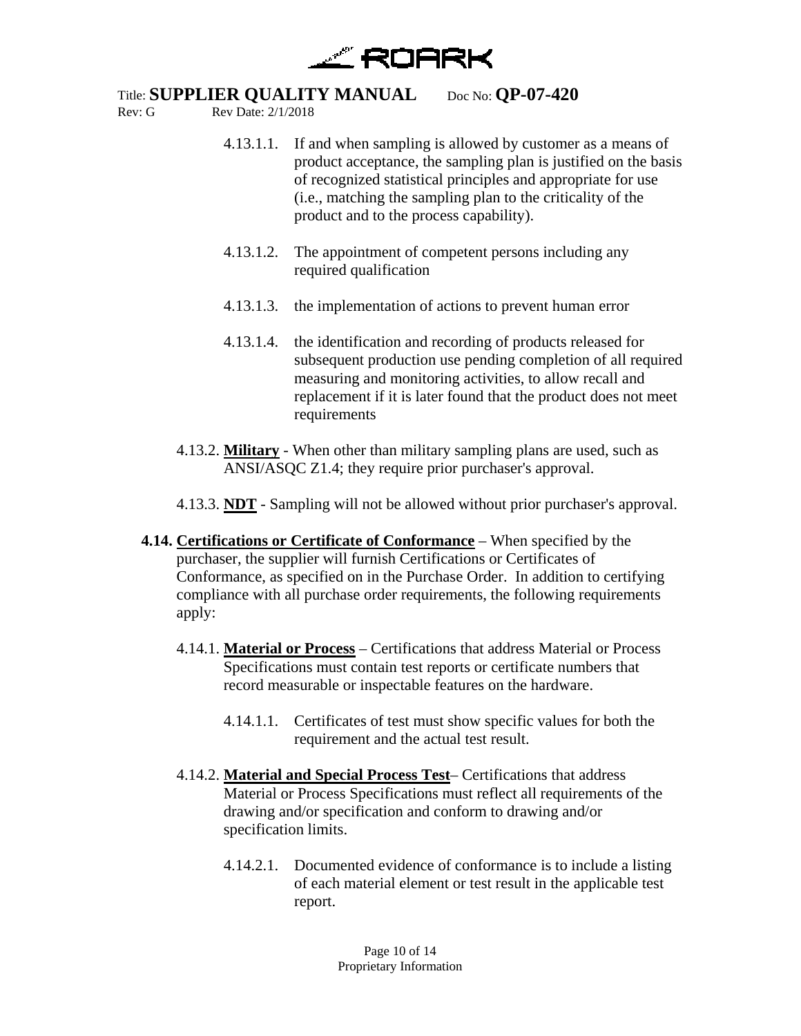4.13.1.1. If and when sampling is allowed by customer as a means of product acceptance, the sampling plan is justified on the basis of recognized statistical principles and appropriate for use (i.e., matching the sampling plan to the criticality of the product and to the process capability).

4.13.1.2. The appointment of competent persons including any required qualification

4.13.1.3. the implementation of actions to prevent human error

4.13.1.4. the identification and recording of products released for subsequent production use pending completion of all required measuring and monitoring activities, to allow recall and replacement if it is later found that the product does not meet requirements

4.13.2. **Military** - When other than military sampling plans are used, such as ANSI/ASQC Z1.4; they require prior purchaser's approval.

4.13.3. **NDT** - Sampling will not be allowed without prior purchaser's approval.

**4.14. Certifications or Certificate of Conformance** – When specified by the purchaser, the supplier will furnish Certifications or Certificates of Conformance, as specified on in the Purchase Order. In addition to certifying compliance with all purchase order requirements, the following requirements apply:

4.14.1. **Material or Process** – Certifications that address Material or Process Specifications must contain test reports or certificate numbers that record measurable or inspectable features on the hardware.

4.14.1.1. Certificates of test must show specific values for both the requirement and the actual test result.

4.14.2. **Material and Special Process Test**– Certifications that address Material or Process Specifications must reflect all requirements of the drawing and/or specification and conform to drawing and/or specification limits.

4.14.2.1. Documented evidence of conformance is to include a listing of each material element or test result in the applicable test report.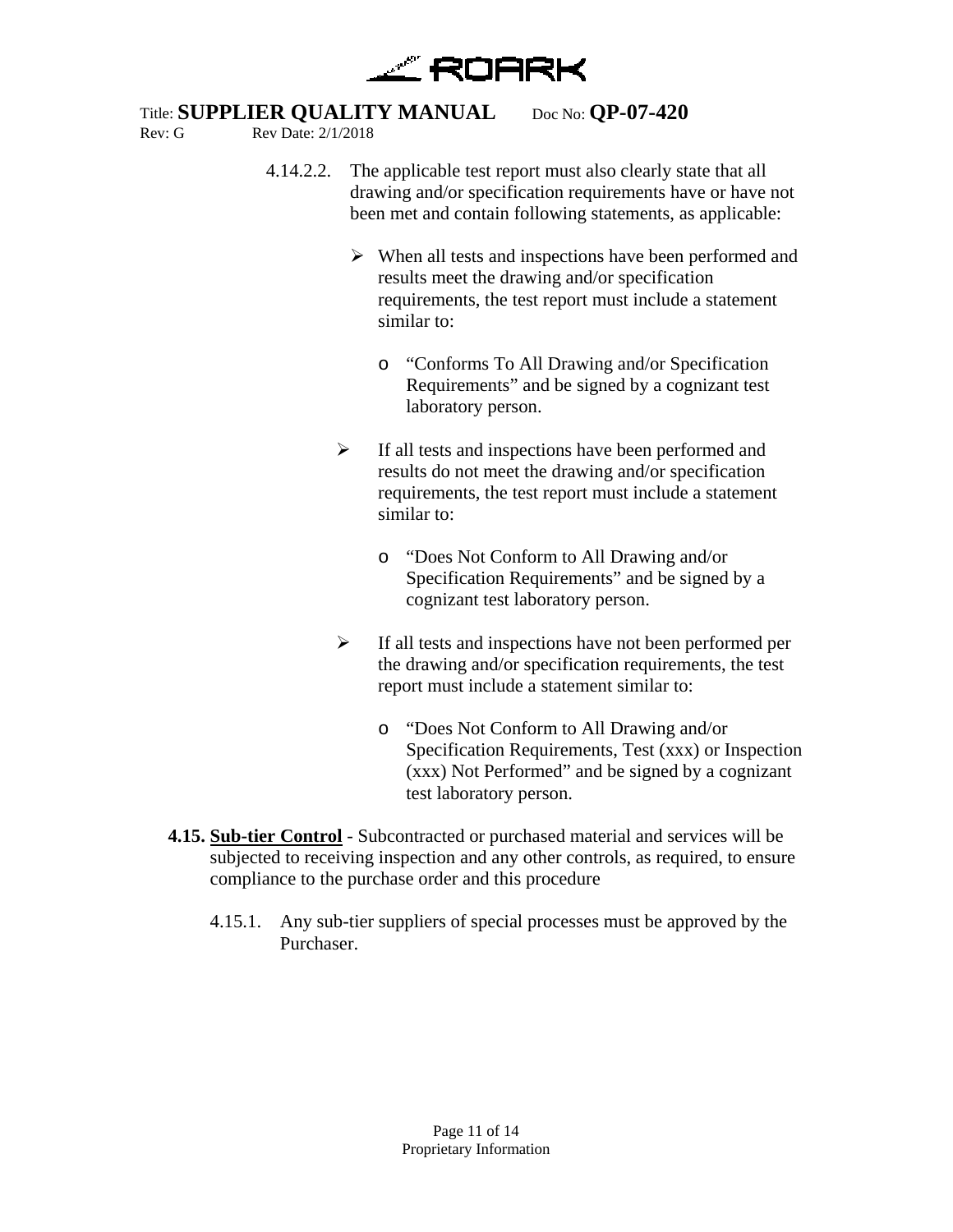4.14.2.2. The applicable test report must also clearly state that all drawing and/or specification requirements have or have not been met and contain following statements, as applicable:

- When all tests and inspections have been performed and results meet the drawing and/or specification requirements, the test report must include a statement similar to:
  - "Conforms To All Drawing and/or Specification Requirements" and be signed by a cognizant test laboratory person.
- If all tests and inspections have been performed and results do not meet the drawing and/or specification requirements, the test report must include a statement similar to:
  - "Does Not Conform to All Drawing and/or Specification Requirements" and be signed by a cognizant test laboratory person.
- If all tests and inspections have not been performed per the drawing and/or specification requirements, the test report must include a statement similar to:
  - "Does Not Conform to All Drawing and/or Specification Requirements, Test (xxx) or Inspection (xxx) Not Performed" and be signed by a cognizant test laboratory person.

**4.15. <u>Sub-tier Control</u>** - Subcontracted or purchased material and services will be subjected to receiving inspection and any other controls, as required, to ensure compliance to the purchase order and this procedure

4.15.1. Any sub-tier suppliers of special processes must be approved by the Purchaser.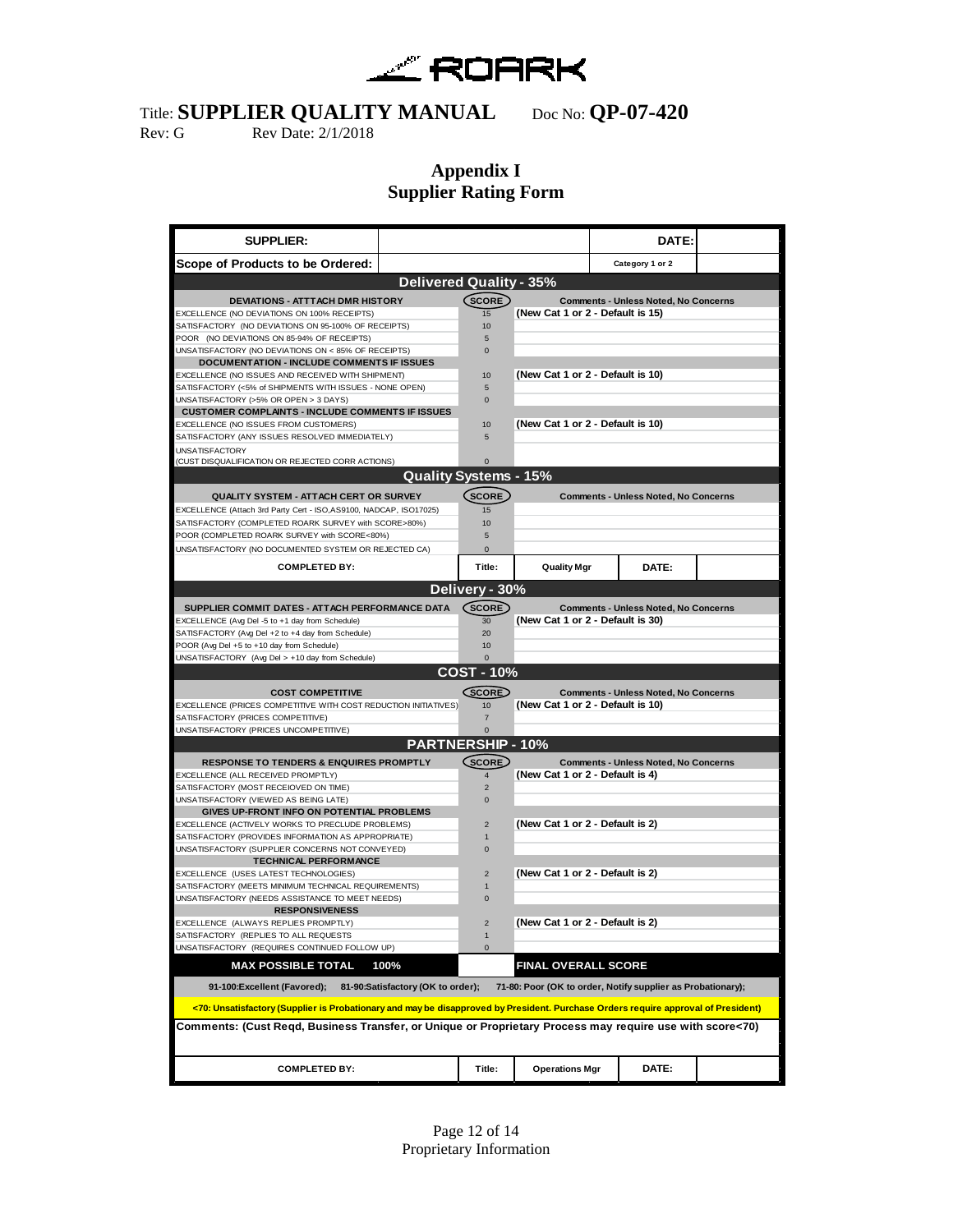# Appendix I
# Supplier Rating Form

| SUPPLIER: | | | DATE: | |
|---|---|---|---|---|
| Scope of Products to be Ordered: | | | Category 1 or 2 | |

**Delivered Quality - 35%**

| DEVIATIONS - ATTTACH DMR HISTORY | SCORE | Comments - Unless Noted, No Concerns |
|---|---|---|
| EXCELLENCE (NO DEVIATIONS ON 100% RECEIPTS) | 15 | (New Cat 1 or 2 - Default is 15) |
| SATISFACTORY (NO DEVIATIONS ON 95-100% OF RECEIPTS) | 10 | |
| POOR (NO DEVIATIONS ON 85-94% OF RECEIPTS) | 5 | |
| UNSATISFACTORY (NO DEVIATIONS ON < 85% OF RECEIPTS) | 0 | |
| **DOCUMENTATION - INCLUDE COMMENTS IF ISSUES** | | |
| EXCELLENCE (NO ISSUES AND RECEIVED WITH SHIPMENT) | 10 | (New Cat 1 or 2 - Default is 10) |
| SATISFACTORY (<5% of SHIPMENTS WITH ISSUES - NONE OPEN) | 5 | |
| UNSATISFACTORY (>5% OR OPEN > 3 DAYS) | 0 | |
| **CUSTOMER COMPLAINTS - INCLUDE COMMENTS IF ISSUES** | | |
| EXCELLENCE (NO ISSUES FROM CUSTOMERS) | 10 | (New Cat 1 or 2 - Default is 10) |
| SATISFACTORY (ANY ISSUES RESOLVED IMMEDIATELY) | 5 | |
| UNSATISFACTORY (CUST DISQUALIFICATION OR REJECTED CORR ACTIONS) | 0 | |

**Quality Systems - 15%**

| QUALITY SYSTEM - ATTACH CERT OR SURVEY | SCORE | Comments - Unless Noted, No Concerns |
|---|---|---|
| EXCELLENCE (Attach 3rd Party Cert - ISO,AS9100, NADCAP, ISO17025) | 15 | |
| SATISFACTORY (COMPLETED ROARK SURVEY with SCORE>80%) | 10 | |
| POOR (COMPLETED ROARK SURVEY with SCORE<80%) | 5 | |
| UNSATISFACTORY (NO DOCUMENTED SYSTEM OR REJECTED CA) | 0 | |

| COMPLETED BY: | Title: | Quality Mgr | DATE: | |
|---|---|---|---|---|

**Delivery - 30%**

| SUPPLIER COMMIT DATES - ATTACH PERFORMANCE DATA | SCORE | Comments - Unless Noted, No Concerns |
|---|---|---|
| EXCELLENCE (Avg Del -5 to +1 day from Schedule) | 30 | (New Cat 1 or 2 - Default is 30) |
| SATISFACTORY (Avg Del +2 to +4 day from Schedule) | 20 | |
| POOR (Avg Del +5 to +10 day from Schedule) | 10 | |
| UNSATISFACTORY (Avg Del > +10 day from Schedule) | 0 | |

**COST - 10%**

| COST COMPETITIVE | SCORE | Comments - Unless Noted, No Concerns |
|---|---|---|
| EXCELLENCE (PRICES COMPETITIVE WITH COST REDUCTION INITIATIVES) | 10 | (New Cat 1 or 2 - Default is 10) |
| SATISFACTORY (PRICES COMPETITIVE) | 7 | |
| UNSATISFACTORY (PRICES UNCOMPETITIVE) | 0 | |

**PARTNERSHIP - 10%**

| RESPONSE TO TENDERS & ENQUIRES PROMPTLY | SCORE | Comments - Unless Noted, No Concerns |
|---|---|---|
| EXCELLENCE (ALL RECEIVED PROMPTLY) | 4 | (New Cat 1 or 2 - Default is 4) |
| SATISFACTORY (MOST RECEIOVED ON TIME) | 2 | |
| UNSATISFACTORY (VIEWED AS BEING LATE) | 0 | |
| **GIVES UP-FRONT INFO ON POTENTIAL PROBLEMS** | | |
| EXCELLENCE (ACTIVELY WORKS TO PRECLUDE PROBLEMS) | 2 | (New Cat 1 or 2 - Default is 2) |
| SATISFACTORY (PROVIDES INFORMATION AS APPROPRIATE) | 1 | |
| UNSATISFACTORY (SUPPLIER CONCERNS NOT CONVEYED) | 0 | |
| **TECHNICAL PERFORMANCE** | | |
| EXCELLENCE (USES LATEST TECHNOLOGIES) | 2 | (New Cat 1 or 2 - Default is 2) |
| SATISFACTORY (MEETS MINIMUM TECHNICAL REQUIREMENTS) | 1 | |
| UNSATISFACTORY (NEEDS ASSISTANCE TO MEET NEEDS) | 0 | |
| **RESPONSIVENESS** | | |
| EXCELLENCE (ALWAYS REPLIES PROMPTLY) | 2 | (New Cat 1 or 2 - Default is 2) |
| SATISFACTORY (REPLIES TO ALL REQUESTS) | 1 | |
| UNSATISFACTORY (REQUIRES CONTINUED FOLLOW UP) | 0 | |

| MAX POSSIBLE TOTAL 100% | | FINAL OVERALL SCORE |
|---|---|---|

**91-100:Excellent (Favored); 81-90:Satisfactory (OK to order); 71-80: Poor (OK to order, Notify supplier as Probationary);**

**<70: Unsatisfactory (Supplier is Probationary and may be disapproved by President. Purchase Orders require approval of President)**

**Comments: (Cust Reqd, Business Transfer, or Unique or Proprietary Process may require use with score<70)**

| COMPLETED BY: | Title: | Operations Mgr | DATE: | |
|---|---|---|---|---|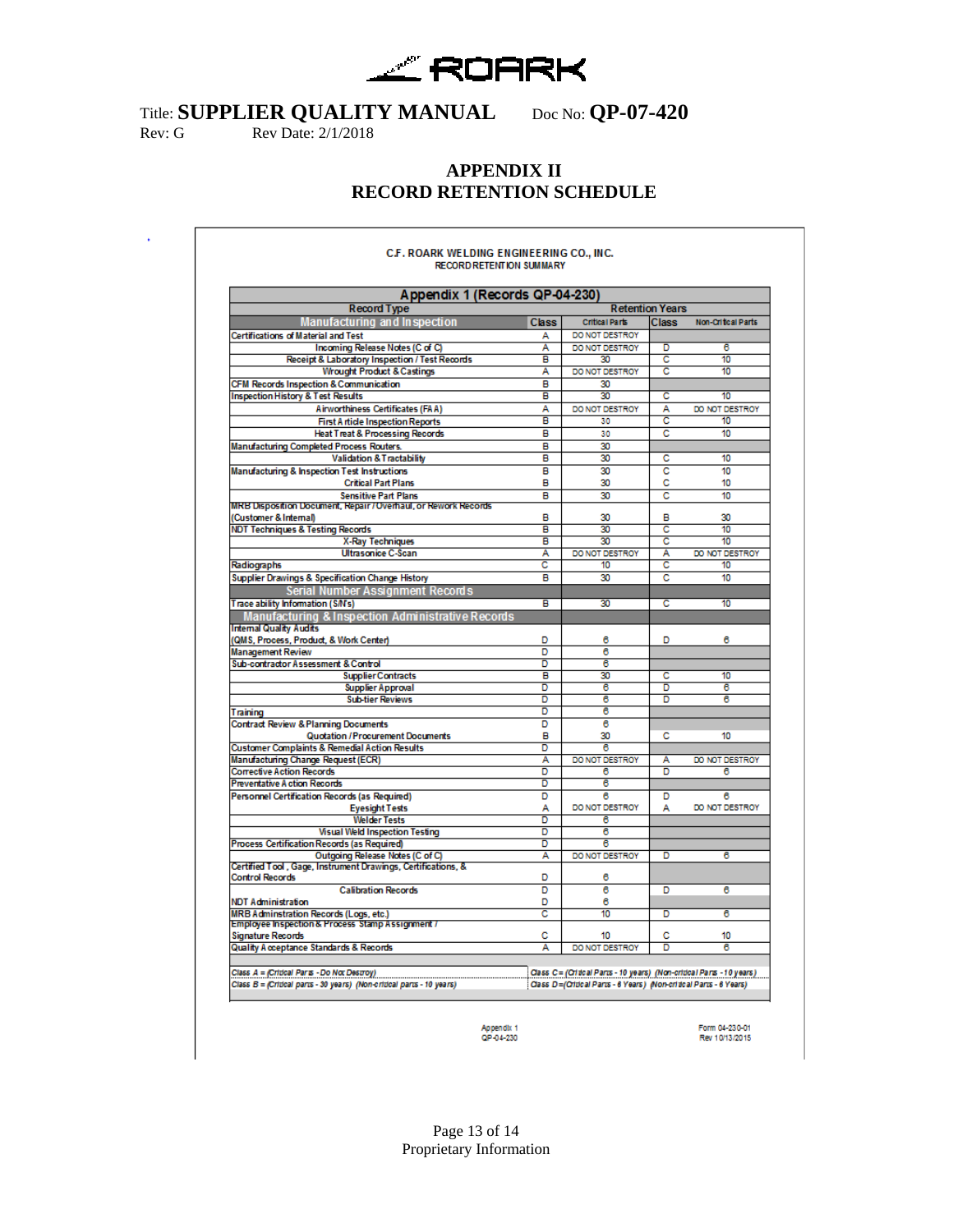# APPENDIX II
# RECORD RETENTION SCHEDULE

**C.F. ROARK WELDING ENGINEERING CO., INC.**
RECORD RETENTION SUMMARY

**Appendix 1 (Records QP-04-230)**

| Record Type | Retention Years | | | |
|---|---|---|---|---|
| **Manufacturing and Inspection** | **Class** | **Critical Parts** | **Class** | **Non-Critical Parts** |
| Certifications of Material and Test | A | DO NOT DESTROY | | |
| Incoming Release Notes (C of C) | A | DO NOT DESTROY | D | 6 |
| Receipt & Laboratory Inspection / Test Records | B | 30 | C | 10 |
| Wrought Product & Castings | A | DO NOT DESTROY | C | 10 |
| CFM Records Inspection & Communication | B | 30 | | |
| Inspection History & Test Results | B | 30 | C | 10 |
| Airworthiness Certificates (FAA) | A | DO NOT DESTROY | A | DO NOT DESTROY |
| First Article Inspection Reports | B | 30 | C | 10 |
| Heat Treat & Processing Records | B | 30 | C | 10 |
| Manufacturing Completed Process Routers. | B | 30 | | |
| Validation & Tractability | B | 30 | C | 10 |
| Manufacturing & Inspection Test Instructions | B | 30 | C | 10 |
| Critical Part Plans | B | 30 | C | 10 |
| Sensitive Part Plans | B | 30 | C | 10 |
| MRB Disposition Document, Repair / Overhaul, or Rework Records (Customer & Internal) | B | 30 | B | 30 |
| NDT Techniques & Testing Records | B | 30 | C | 10 |
| X-Ray Techniques | B | 30 | C | 10 |
| Ultrasonice C-Scan | A | DO NOT DESTROY | A | DO NOT DESTROY |
| Radiographs | C | 10 | C | 10 |
| Supplier Drawings & Specification Change History | B | 30 | C | 10 |
| **Serial Number Assignment Records** | | | | |
| Traceability Information (S/N's) | B | 30 | C | 10 |
| **Manufacturing & Inspection Administrative Records** | | | | |
| Internal Quality Audits (QMS, Process, Product, & Work Center) | D | 6 | D | 6 |
| Management Review | D | 6 | | |
| Sub-contractor Assessment & Control | D | 6 | | |
| Supplier Contracts | B | 30 | C | 10 |
| Supplier Approval | D | 6 | D | 6 |
| Sub-tier Reviews | D | 6 | D | 6 |
| Training | D | 6 | | |
| Contract Review & Planning Documents | D | 6 | | |
| Quotation / Procurement Documents | B | 30 | C | 10 |
| Customer Complaints & Remedial Action Results | D | 6 | | |
| Manufacturing Change Request (ECR) | A | DO NOT DESTROY | A | DO NOT DESTROY |
| Corrective Action Records | D | 6 | D | 6 |
| Preventative Action Records | D | 6 | | |
| Personnel Certification Records (as Required) | D | 6 | D | 6 |
| Eyesight Tests | A | DO NOT DESTROY | A | DO NOT DESTROY |
| Welder Tests | D | 6 | | |
| Visual Weld Inspection Testing | D | 6 | | |
| Process Certification Records (as Required) | D | 6 | | |
| Outgoing Release Notes (C of C) | A | DO NOT DESTROY | D | 6 |
| Certified Tool, Gage, Instrument Drawings, Certifications, & Control Records | D | 6 | | |
| Calibration Records | D | 6 | D | 6 |
| NDT Administration | D | 6 | | |
| MRB Adminstration Records (Logs, etc.) | C | 10 | D | 6 |
| Employee Inspection & Process Stamp Assignment / Signature Records | C | 10 | C | 10 |
| Quality Acceptance Standards & Records | A | DO NOT DESTROY | D | 6 |

*Class A = (Critical Parts - Do Not Destroy)*
*Class B = (Critical parts - 30 years) (Non-critical parts - 10 years)*
*Class C = (Critical Parts - 10 years) (Non-critical Parts - 10 years)*
*Class D = (Critical Parts - 6 Years) (Non-critical Parts - 6 Years)*

Appendix 1
QP-04-230

Form 04-230-01
Rev 10/13/2015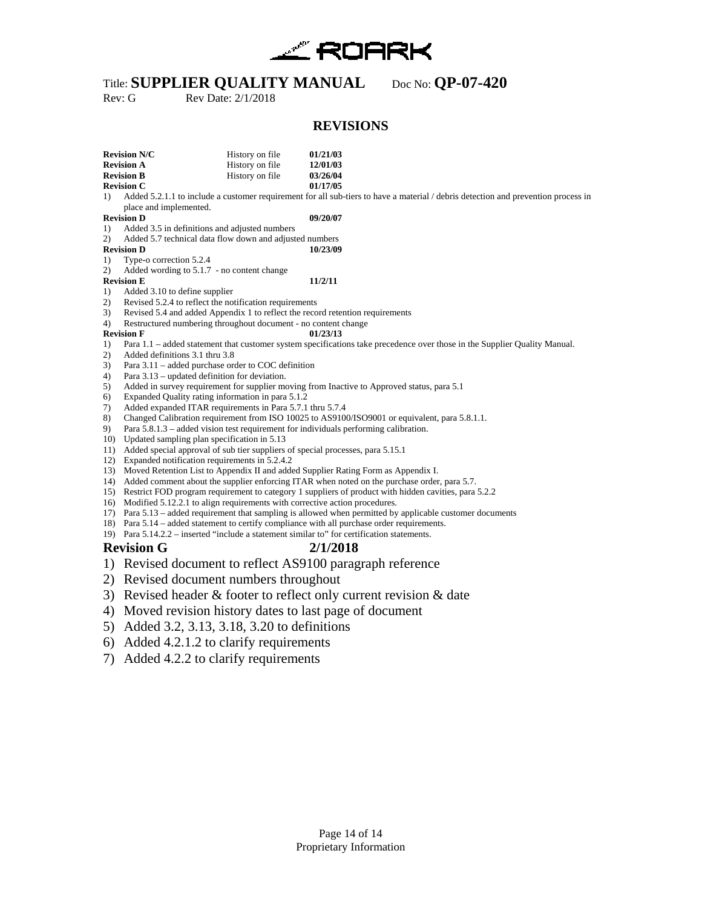## REVISIONS

| | | |
|---|---|---|
| **Revision N/C** | History on file | **01/21/03** |
| **Revision A** | History on file | **12/01/03** |
| **Revision B** | History on file | **03/26/04** |

**Revision C** **01/17/05**

1) Added 5.2.1.1 to include a customer requirement for all sub-tiers to have a material / debris detection and prevention process in place and implemented.

**Revision D** **09/20/07**

1) Added 3.5 in definitions and adjusted numbers
2) Added 5.7 technical data flow down and adjusted numbers

**Revision D** **10/23/09**

1) Type-o correction 5.2.4
2) Added wording to 5.1.7 - no content change

**Revision E** **11/2/11**

1) Added 3.10 to define supplier
2) Revised 5.2.4 to reflect the notification requirements
3) Revised 5.4 and added Appendix 1 to reflect the record retention requirements
4) Restructured numbering throughout document - no content change

**Revision F** **01/23/13**

1) Para 1.1 – added statement that customer system specifications take precedence over those in the Supplier Quality Manual.
2) Added definitions 3.1 thru 3.8
3) Para 3.11 – added purchase order to COC definition
4) Para 3.13 – updated definition for deviation.
5) Added in survey requirement for supplier moving from Inactive to Approved status, para 5.1
6) Expanded Quality rating information in para 5.1.2
7) Added expanded ITAR requirements in Para 5.7.1 thru 5.7.4
8) Changed Calibration requirement from ISO 10025 to AS9100/ISO9001 or equivalent, para 5.8.1.1.
9) Para 5.8.1.3 – added vision test requirement for individuals performing calibration.
10) Updated sampling plan specification in 5.13
11) Added special approval of sub tier suppliers of special processes, para 5.15.1
12) Expanded notification requirements in 5.2.4.2
13) Moved Retention List to Appendix II and added Supplier Rating Form as Appendix I.
14) Added comment about the supplier enforcing ITAR when noted on the purchase order, para 5.7.
15) Restrict FOD program requirement to category 1 suppliers of product with hidden cavities, para 5.2.2
16) Modified 5.12.2.1 to align requirements with corrective action procedures.
17) Para 5.13 – added requirement that sampling is allowed when permitted by applicable customer documents
18) Para 5.14 – added statement to certify compliance with all purchase order requirements.
19) Para 5.14.2.2 – inserted "include a statement similar to" for certification statements.

**Revision G** **2/1/2018**

1) Revised document to reflect AS9100 paragraph reference
2) Revised document numbers throughout
3) Revised header & footer to reflect only current revision & date
4) Moved revision history dates to last page of document
5) Added 3.2, 3.13, 3.18, 3.20 to definitions
6) Added 4.2.1.2 to clarify requirements
7) Added 4.2.2 to clarify requirements